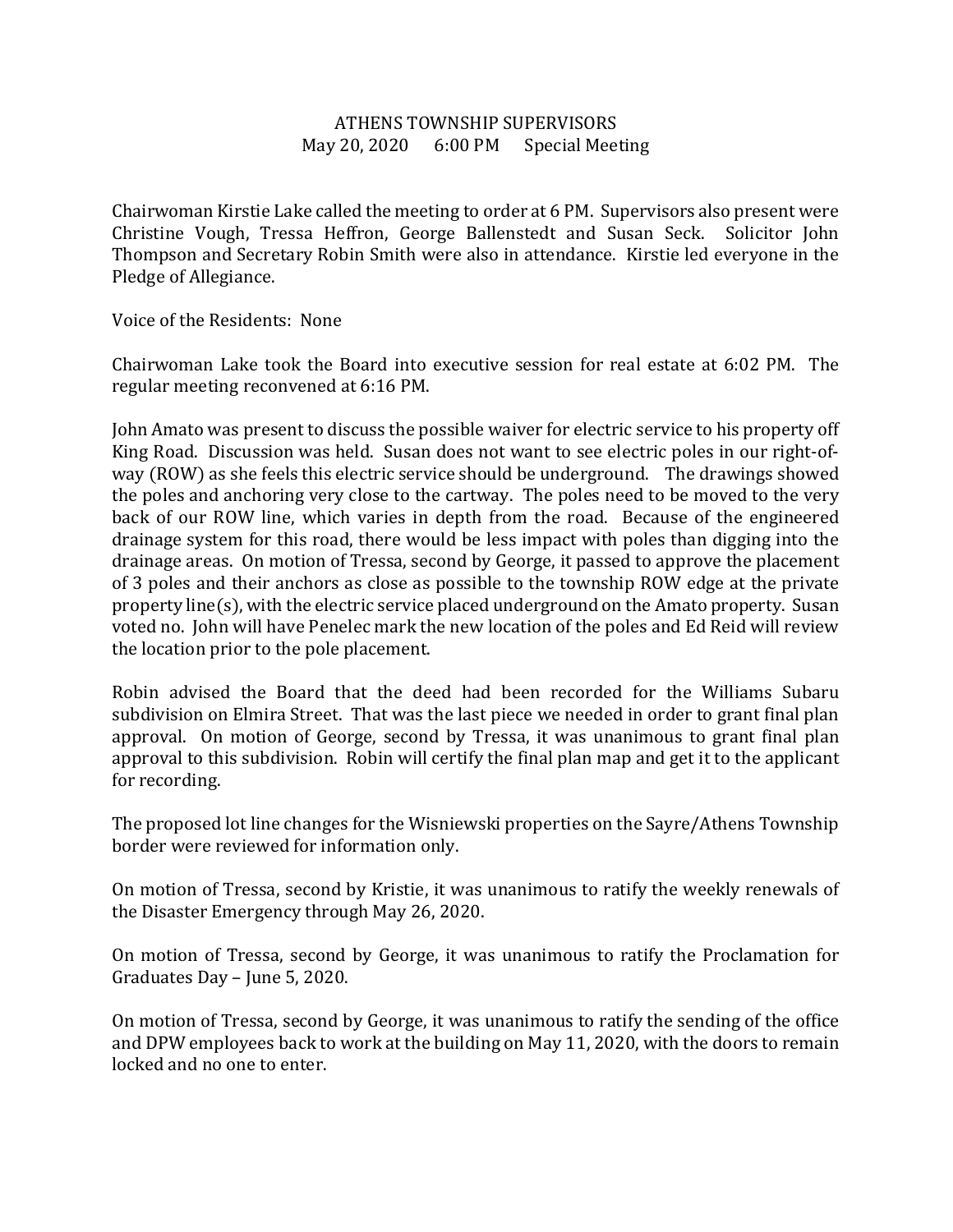# ATHENS TOWNSHIP SUPERVISORS

May 20, 2020 6:00 PM Special Meeting

Chairwoman Kirstie Lake called the meeting to order at 6 PM. Supervisors also present were Christine Vough, Tressa Heffron, George Ballenstedt and Susan Seck. Solicitor John Thompson and Secretary Robin Smith were also in attendance. Kirstie led everyone in the Pledge of Allegiance.

Voice of the Residents: None

Chairwoman Lake took the Board into executive session for real estate at 6:02 PM. The regular meeting reconvened at 6:16 PM.

John Amato was present to discuss the possible waiver for electric service to his property off King Road. Discussion was held. Susan does not want to see electric poles in our right-of-way (ROW) as she feels this electric service should be underground. The drawings showed the poles and anchoring very close to the cartway. The poles need to be moved to the very back of our ROW line, which varies in depth from the road. Because of the engineered drainage system for this road, there would be less impact with poles than digging into the drainage areas. On motion of Tressa, second by George, it passed to approve the placement of 3 poles and their anchors as close as possible to the township ROW edge at the private property line(s), with the electric service placed underground on the Amato property. Susan voted no. John will have Penelec mark the new location of the poles and Ed Reid will review the location prior to the pole placement.

Robin advised the Board that the deed had been recorded for the Williams Subaru subdivision on Elmira Street. That was the last piece we needed in order to grant final plan approval. On motion of George, second by Tressa, it was unanimous to grant final plan approval to this subdivision. Robin will certify the final plan map and get it to the applicant for recording.

The proposed lot line changes for the Wisniewski properties on the Sayre/Athens Township border were reviewed for information only.

On motion of Tressa, second by Kristie, it was unanimous to ratify the weekly renewals of the Disaster Emergency through May 26, 2020.

On motion of Tressa, second by George, it was unanimous to ratify the Proclamation for Graduates Day – June 5, 2020.

On motion of Tressa, second by George, it was unanimous to ratify the sending of the office and DPW employees back to work at the building on May 11, 2020, with the doors to remain locked and no one to enter.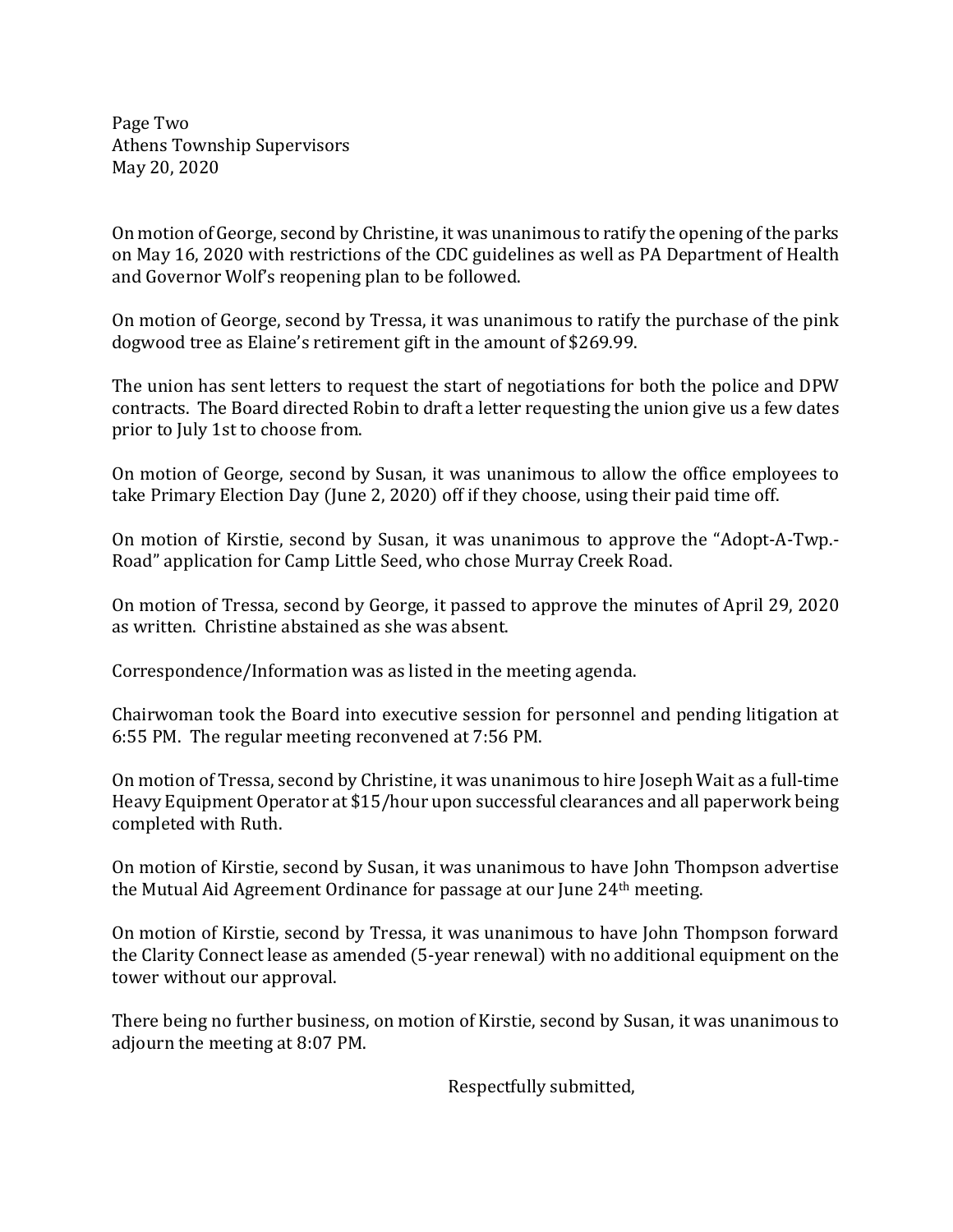On motion of George, second by Christine, it was unanimous to ratify the opening of the parks on May 16, 2020 with restrictions of the CDC guidelines as well as PA Department of Health and Governor Wolf's reopening plan to be followed.

On motion of George, second by Tressa, it was unanimous to ratify the purchase of the pink dogwood tree as Elaine's retirement gift in the amount of $269.99.

The union has sent letters to request the start of negotiations for both the police and DPW contracts. The Board directed Robin to draft a letter requesting the union give us a few dates prior to July 1st to choose from.

On motion of George, second by Susan, it was unanimous to allow the office employees to take Primary Election Day (June 2, 2020) off if they choose, using their paid time off.

On motion of Kirstie, second by Susan, it was unanimous to approve the "Adopt-A-Twp.-Road" application for Camp Little Seed, who chose Murray Creek Road.

On motion of Tressa, second by George, it passed to approve the minutes of April 29, 2020 as written. Christine abstained as she was absent.

Correspondence/Information was as listed in the meeting agenda.

Chairwoman took the Board into executive session for personnel and pending litigation at 6:55 PM. The regular meeting reconvened at 7:56 PM.

On motion of Tressa, second by Christine, it was unanimous to hire Joseph Wait as a full-time Heavy Equipment Operator at $15/hour upon successful clearances and all paperwork being completed with Ruth.

On motion of Kirstie, second by Susan, it was unanimous to have John Thompson advertise the Mutual Aid Agreement Ordinance for passage at our June 24th meeting.

On motion of Kirstie, second by Tressa, it was unanimous to have John Thompson forward the Clarity Connect lease as amended (5-year renewal) with no additional equipment on the tower without our approval.

There being no further business, on motion of Kirstie, second by Susan, it was unanimous to adjourn the meeting at 8:07 PM.

Respectfully submitted,